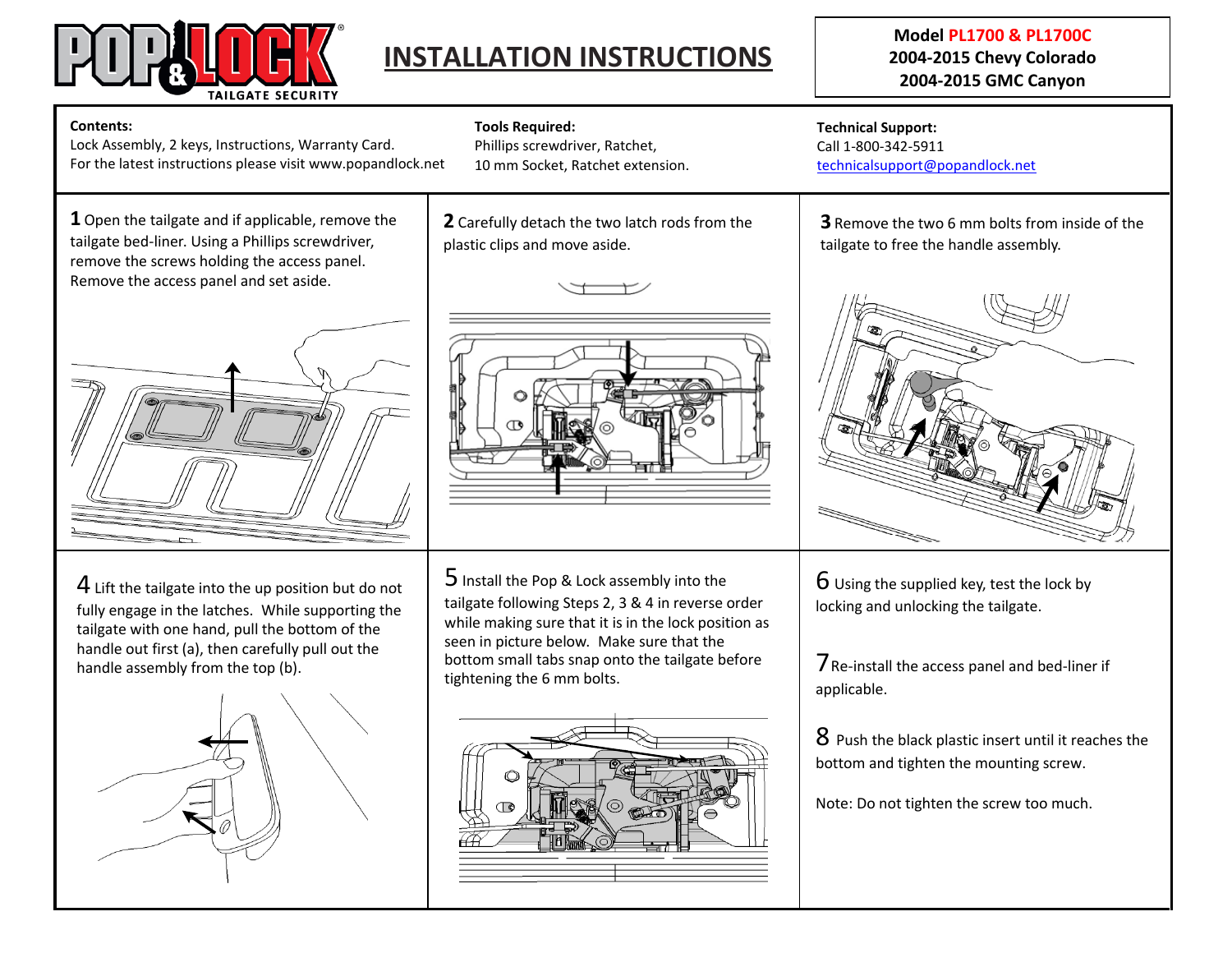# INSTALLATION INSTRUCTIONS

**Model PL1700 & PL1700C**
**2004-2015 Chevy Colorado**
**2004-2015 GMC Canyon**

**Contents:**
Lock Assembly, 2 keys, Instructions, Warranty Card.
For the latest instructions please visit www.popandlock.net

**Tools Required:**
Phillips screwdriver, Ratchet,
10 mm Socket, Ratchet extension.

**Technical Support:**
Call 1-800-342-5911
technicalsupport@popandlock.net

**1** Open the tailgate and if applicable, remove the tailgate bed-liner. Using a Phillips screwdriver, remove the screws holding the access panel. Remove the access panel and set aside.

**2** Carefully detach the two latch rods from the plastic clips and move aside.

**3** Remove the two 6 mm bolts from inside of the tailgate to free the handle assembly.

**4** Lift the tailgate into the up position but do not fully engage in the latches. While supporting the tailgate with one hand, pull the bottom of the handle out first (a), then carefully pull out the handle assembly from the top (b).

**5** Install the Pop & Lock assembly into the tailgate following Steps 2, 3 & 4 in reverse order while making sure that it is in the lock position as seen in picture below. Make sure that the bottom small tabs snap onto the tailgate before tightening the 6 mm bolts.

**6** Using the supplied key, test the lock by locking and unlocking the tailgate.

**7** Re-install the access panel and bed-liner if applicable.

**8** Push the black plastic insert until it reaches the bottom and tighten the mounting screw.

Note: Do not tighten the screw too much.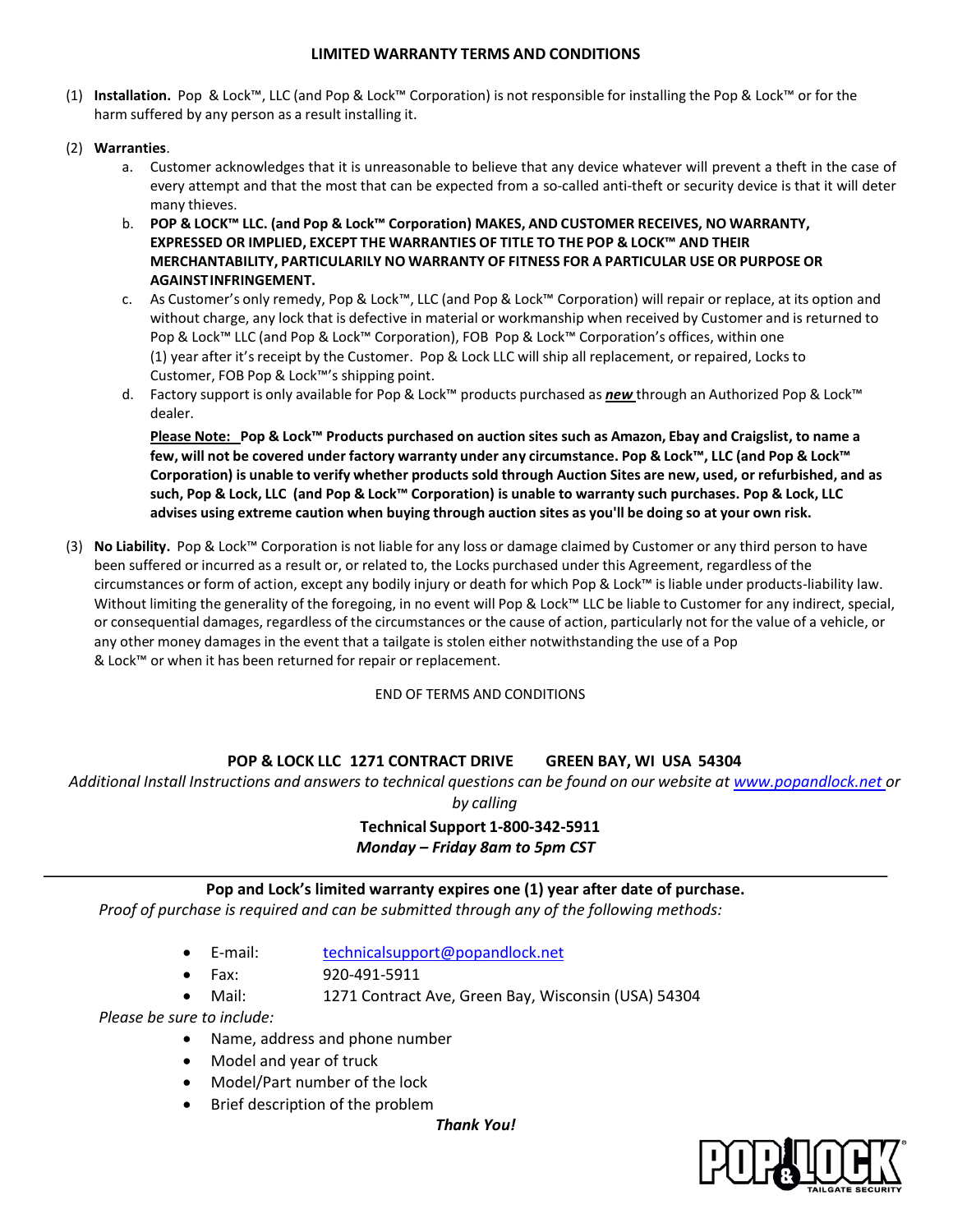## LIMITED WARRANTY TERMS AND CONDITIONS

(1) **Installation.** Pop & Lock™, LLC (and Pop & Lock™ Corporation) is not responsible for installing the Pop & Lock™ or for the harm suffered by any person as a result installing it.

(2) **Warranties**.

a. Customer acknowledges that it is unreasonable to believe that any device whatever will prevent a theft in the case of every attempt and that the most that can be expected from a so-called anti-theft or security device is that it will deter many thieves.

b. **POP & LOCK™ LLC. (and Pop & Lock™ Corporation) MAKES, AND CUSTOMER RECEIVES, NO WARRANTY, EXPRESSED OR IMPLIED, EXCEPT THE WARRANTIES OF TITLE TO THE POP & LOCK™ AND THEIR MERCHANTABILITY, PARTICULARILY NO WARRANTY OF FITNESS FOR A PARTICULAR USE OR PURPOSE OR AGAINST INFRINGEMENT.**

c. As Customer's only remedy, Pop & Lock™, LLC (and Pop & Lock™ Corporation) will repair or replace, at its option and without charge, any lock that is defective in material or workmanship when received by Customer and is returned to Pop & Lock™ LLC (and Pop & Lock™ Corporation), FOB Pop & Lock™ Corporation's offices, within one (1) year after it's receipt by the Customer. Pop & Lock LLC will ship all replacement, or repaired, Locks to Customer, FOB Pop & Lock™'s shipping point.

d. Factory support is only available for Pop & Lock™ products purchased as ***new*** through an Authorized Pop & Lock™ dealer.

**Please Note: Pop & Lock™ Products purchased on auction sites such as Amazon, Ebay and Craigslist, to name a few, will not be covered under factory warranty under any circumstance. Pop & Lock™, LLC (and Pop & Lock™ Corporation) is unable to verify whether products sold through Auction Sites are new, used, or refurbished, and as such, Pop & Lock, LLC (and Pop & Lock™ Corporation) is unable to warranty such purchases. Pop & Lock, LLC advises using extreme caution when buying through auction sites as you'll be doing so at your own risk.**

(3) **No Liability.** Pop & Lock™ Corporation is not liable for any loss or damage claimed by Customer or any third person to have been suffered or incurred as a result or, or related to, the Locks purchased under this Agreement, regardless of the circumstances or form of action, except any bodily injury or death for which Pop & Lock™ is liable under products-liability law. Without limiting the generality of the foregoing, in no event will Pop & Lock™ LLC be liable to Customer for any indirect, special, or consequential damages, regardless of the circumstances or the cause of action, particularly not for the value of a vehicle, or any other money damages in the event that a tailgate is stolen either notwithstanding the use of a Pop & Lock™ or when it has been returned for repair or replacement.

END OF TERMS AND CONDITIONS

**POP & LOCK LLC 1271 CONTRACT DRIVE GREEN BAY, WI USA 54304**

*Additional Install Instructions and answers to technical questions can be found on our website at www.popandlock.net or by calling*

**Technical Support 1-800-342-5911**

***Monday – Friday 8am to 5pm CST***

---

**Pop and Lock's limited warranty expires one (1) year after date of purchase.**

*Proof of purchase is required and can be submitted through any of the following methods:*

- E-mail: technicalsupport@popandlock.net
- Fax: 920-491-5911
- Mail: 1271 Contract Ave, Green Bay, Wisconsin (USA) 54304

*Please be sure to include:*

- Name, address and phone number
- Model and year of truck
- Model/Part number of the lock
- Brief description of the problem

***Thank You!***

POP & LOCK® TAILGATE SECURITY